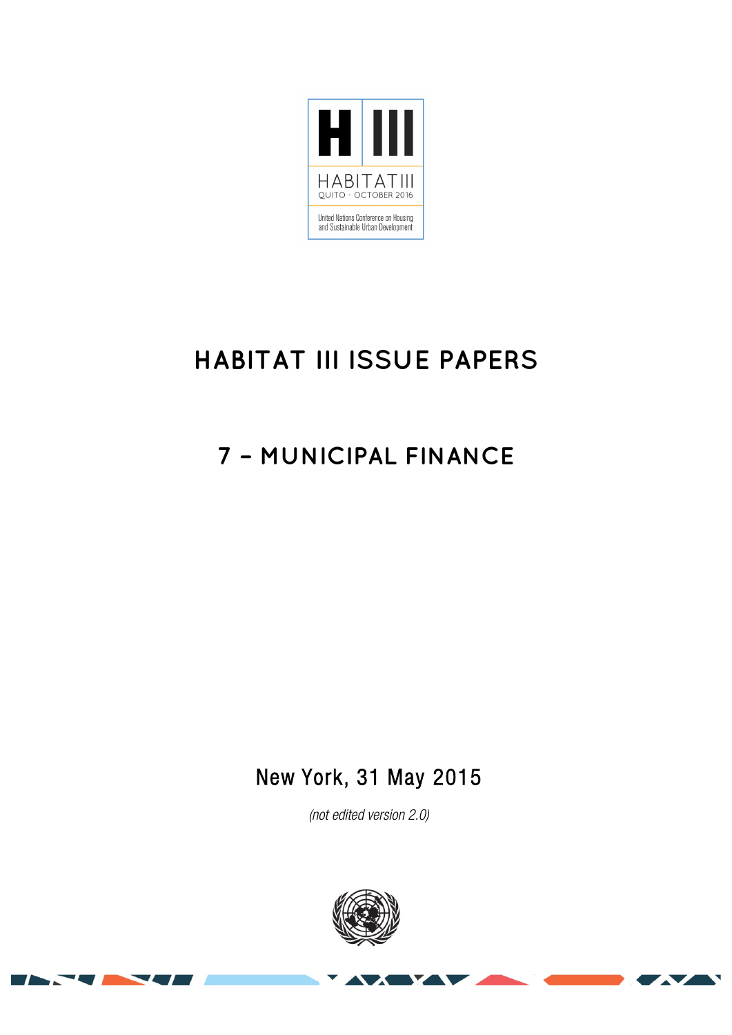H III

HABITAT III

QUITO - OCTOBER 2016

United Nations Conference on Housing and Sustainable Urban Development

# HABITAT III ISSUE PAPERS

## 7 – MUNICIPAL FINANCE

New York, 31 May 2015

*(not edited version 2.0)*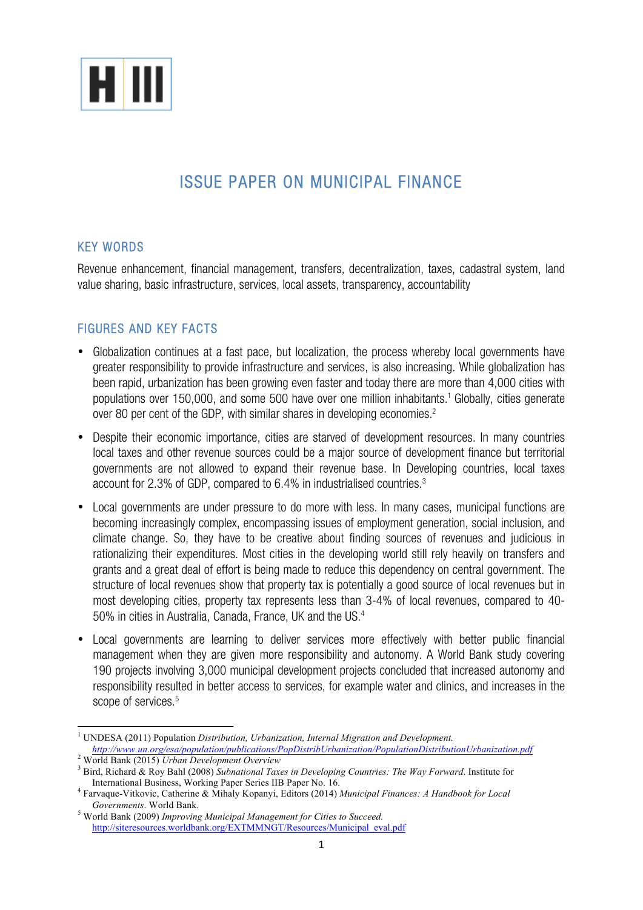# ISSUE PAPER ON MUNICIPAL FINANCE

## KEY WORDS

Revenue enhancement, financial management, transfers, decentralization, taxes, cadastral system, land value sharing, basic infrastructure, services, local assets, transparency, accountability

## FIGURES AND KEY FACTS

- Globalization continues at a fast pace, but localization, the process whereby local governments have greater responsibility to provide infrastructure and services, is also increasing. While globalization has been rapid, urbanization has been growing even faster and today there are more than 4,000 cities with populations over 150,000, and some 500 have over one million inhabitants.[1] Globally, cities generate over 80 per cent of the GDP, with similar shares in developing economies.[2]
- Despite their economic importance, cities are starved of development resources. In many countries local taxes and other revenue sources could be a major source of development finance but territorial governments are not allowed to expand their revenue base. In Developing countries, local taxes account for 2.3% of GDP, compared to 6.4% in industrialised countries.[3]
- Local governments are under pressure to do more with less. In many cases, municipal functions are becoming increasingly complex, encompassing issues of employment generation, social inclusion, and climate change. So, they have to be creative about finding sources of revenues and judicious in rationalizing their expenditures. Most cities in the developing world still rely heavily on transfers and grants and a great deal of effort is being made to reduce this dependency on central government. The structure of local revenues show that property tax is potentially a good source of local revenues but in most developing cities, property tax represents less than 3-4% of local revenues, compared to 40-50% in cities in Australia, Canada, France, UK and the US.[4]
- Local governments are learning to deliver services more effectively with better public financial management when they are given more responsibility and autonomy. A World Bank study covering 190 projects involving 3,000 municipal development projects concluded that increased autonomy and responsibility resulted in better access to services, for example water and clinics, and increases in the scope of services.[5]

---

[1] UNDESA (2011) Population *Distribution, Urbanization, Internal Migration and Development.* *http://www.un.org/esa/population/publications/PopDistribUrbanization/PopulationDistributionUrbanization.pdf*

[2] World Bank (2015) *Urban Development Overview*

[3] Bird, Richard & Roy Bahl (2008) *Subnational Taxes in Developing Countries: The Way Forward*. Institute for International Business, Working Paper Series IIB Paper No. 16.

[4] Farvaque-Vitkovic, Catherine & Mihaly Kopanyi, Editors (2014) *Municipal Finances: A Handbook for Local Governments*. World Bank.

[5] World Bank (2009) *Improving Municipal Management for Cities to Succeed.* http://siteresources.worldbank.org/EXTMMNGT/Resources/Municipal_eval.pdf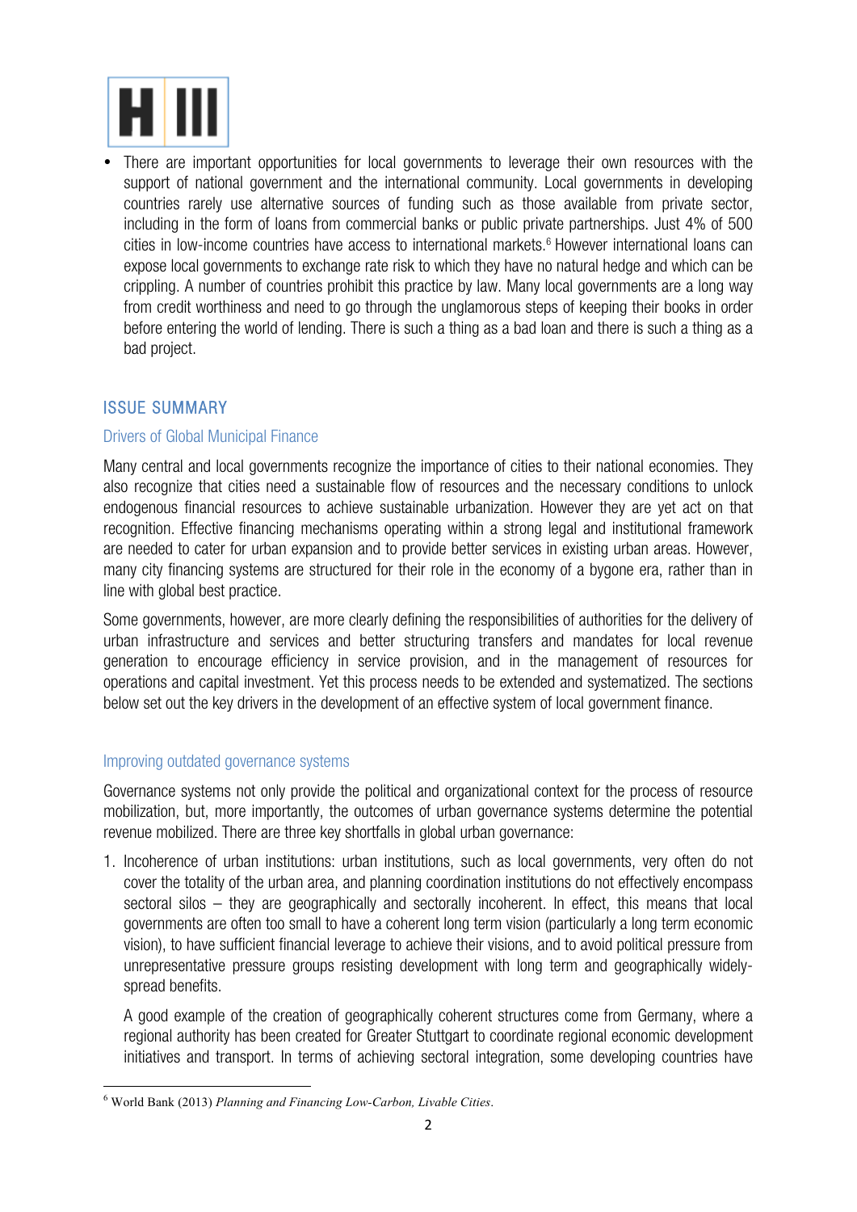- There are important opportunities for local governments to leverage their own resources with the support of national government and the international community. Local governments in developing countries rarely use alternative sources of funding such as those available from private sector, including in the form of loans from commercial banks or public private partnerships. Just 4% of 500 cities in low-income countries have access to international markets.[6] However international loans can expose local governments to exchange rate risk to which they have no natural hedge and which can be crippling. A number of countries prohibit this practice by law. Many local governments are a long way from credit worthiness and need to go through the unglamorous steps of keeping their books in order before entering the world of lending. There is such a thing as a bad loan and there is such a thing as a bad project.

## ISSUE SUMMARY

### Drivers of Global Municipal Finance

Many central and local governments recognize the importance of cities to their national economies. They also recognize that cities need a sustainable flow of resources and the necessary conditions to unlock endogenous financial resources to achieve sustainable urbanization. However they are yet act on that recognition. Effective financing mechanisms operating within a strong legal and institutional framework are needed to cater for urban expansion and to provide better services in existing urban areas. However, many city financing systems are structured for their role in the economy of a bygone era, rather than in line with global best practice.

Some governments, however, are more clearly defining the responsibilities of authorities for the delivery of urban infrastructure and services and better structuring transfers and mandates for local revenue generation to encourage efficiency in service provision, and in the management of resources for operations and capital investment. Yet this process needs to be extended and systematized. The sections below set out the key drivers in the development of an effective system of local government finance.

### Improving outdated governance systems

Governance systems not only provide the political and organizational context for the process of resource mobilization, but, more importantly, the outcomes of urban governance systems determine the potential revenue mobilized. There are three key shortfalls in global urban governance:

1. Incoherence of urban institutions: urban institutions, such as local governments, very often do not cover the totality of the urban area, and planning coordination institutions do not effectively encompass sectoral silos – they are geographically and sectorally incoherent. In effect, this means that local governments are often too small to have a coherent long term vision (particularly a long term economic vision), to have sufficient financial leverage to achieve their visions, and to avoid political pressure from unrepresentative pressure groups resisting development with long term and geographically widely-spread benefits.

   A good example of the creation of geographically coherent structures come from Germany, where a regional authority has been created for Greater Stuttgart to coordinate regional economic development initiatives and transport. In terms of achieving sectoral integration, some developing countries have

[6] World Bank (2013) *Planning and Financing Low-Carbon, Livable Cities*.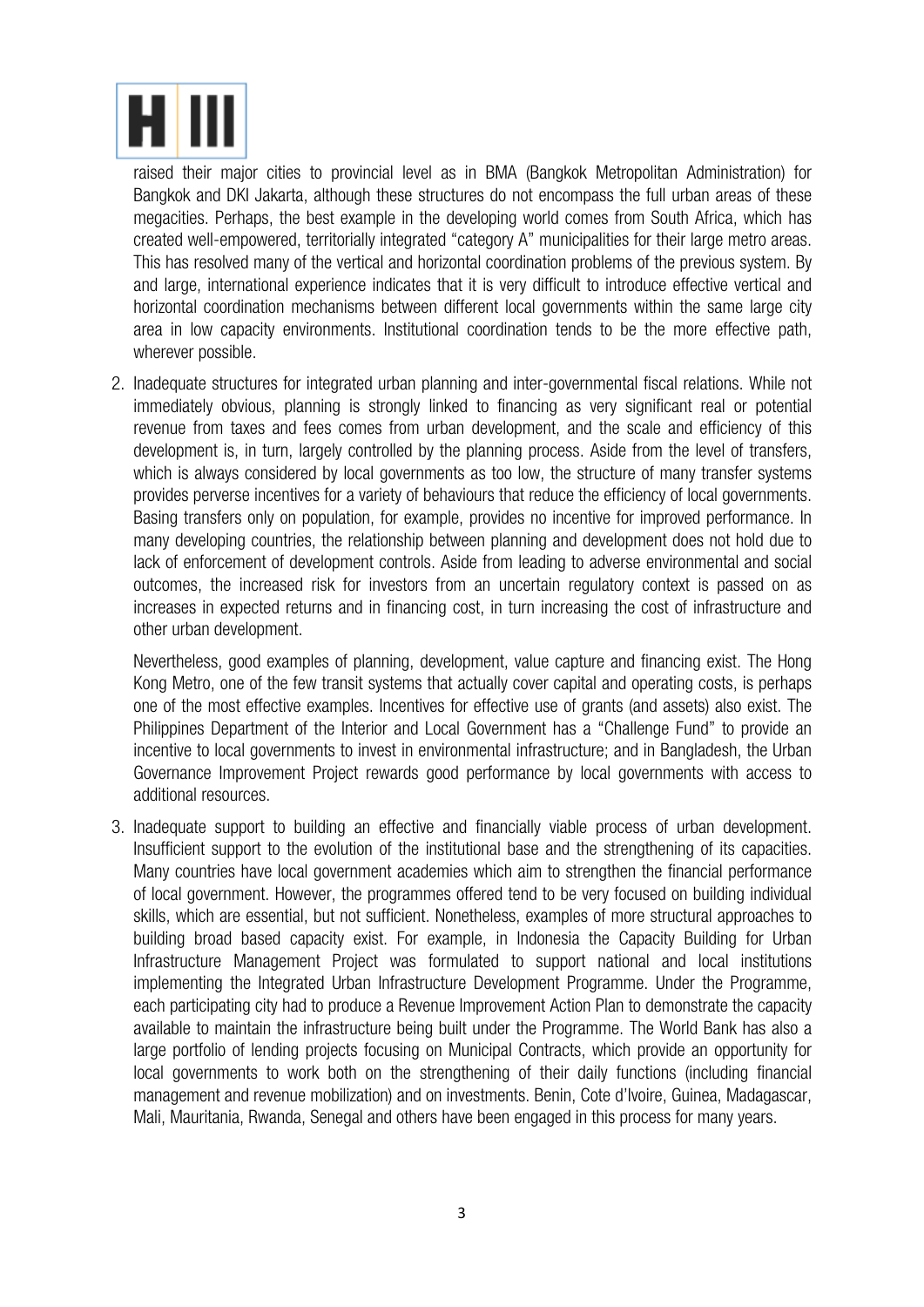raised their major cities to provincial level as in BMA (Bangkok Metropolitan Administration) for Bangkok and DKI Jakarta, although these structures do not encompass the full urban areas of these megacities. Perhaps, the best example in the developing world comes from South Africa, which has created well-empowered, territorially integrated "category A" municipalities for their large metro areas. This has resolved many of the vertical and horizontal coordination problems of the previous system. By and large, international experience indicates that it is very difficult to introduce effective vertical and horizontal coordination mechanisms between different local governments within the same large city area in low capacity environments. Institutional coordination tends to be the more effective path, wherever possible.

2. Inadequate structures for integrated urban planning and inter-governmental fiscal relations. While not immediately obvious, planning is strongly linked to financing as very significant real or potential revenue from taxes and fees comes from urban development, and the scale and efficiency of this development is, in turn, largely controlled by the planning process. Aside from the level of transfers, which is always considered by local governments as too low, the structure of many transfer systems provides perverse incentives for a variety of behaviours that reduce the efficiency of local governments. Basing transfers only on population, for example, provides no incentive for improved performance. In many developing countries, the relationship between planning and development does not hold due to lack of enforcement of development controls. Aside from leading to adverse environmental and social outcomes, the increased risk for investors from an uncertain regulatory context is passed on as increases in expected returns and in financing cost, in turn increasing the cost of infrastructure and other urban development.

   Nevertheless, good examples of planning, development, value capture and financing exist. The Hong Kong Metro, one of the few transit systems that actually cover capital and operating costs, is perhaps one of the most effective examples. Incentives for effective use of grants (and assets) also exist. The Philippines Department of the Interior and Local Government has a "Challenge Fund" to provide an incentive to local governments to invest in environmental infrastructure; and in Bangladesh, the Urban Governance Improvement Project rewards good performance by local governments with access to additional resources.

3. Inadequate support to building an effective and financially viable process of urban development. Insufficient support to the evolution of the institutional base and the strengthening of its capacities. Many countries have local government academies which aim to strengthen the financial performance of local government. However, the programmes offered tend to be very focused on building individual skills, which are essential, but not sufficient. Nonetheless, examples of more structural approaches to building broad based capacity exist. For example, in Indonesia the Capacity Building for Urban Infrastructure Management Project was formulated to support national and local institutions implementing the Integrated Urban Infrastructure Development Programme. Under the Programme, each participating city had to produce a Revenue Improvement Action Plan to demonstrate the capacity available to maintain the infrastructure being built under the Programme. The World Bank has also a large portfolio of lending projects focusing on Municipal Contracts, which provide an opportunity for local governments to work both on the strengthening of their daily functions (including financial management and revenue mobilization) and on investments. Benin, Cote d'Ivoire, Guinea, Madagascar, Mali, Mauritania, Rwanda, Senegal and others have been engaged in this process for many years.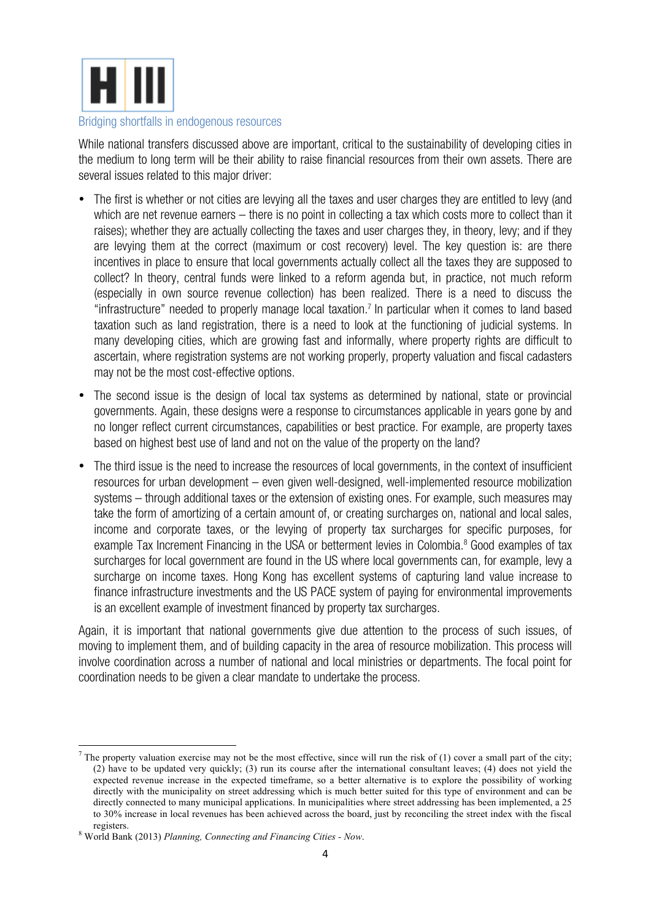# H III

## Bridging shortfalls in endogenous resources

While national transfers discussed above are important, critical to the sustainability of developing cities in the medium to long term will be their ability to raise financial resources from their own assets. There are several issues related to this major driver:

- The first is whether or not cities are levying all the taxes and user charges they are entitled to levy (and which are net revenue earners – there is no point in collecting a tax which costs more to collect than it raises); whether they are actually collecting the taxes and user charges they, in theory, levy; and if they are levying them at the correct (maximum or cost recovery) level. The key question is: are there incentives in place to ensure that local governments actually collect all the taxes they are supposed to collect? In theory, central funds were linked to a reform agenda but, in practice, not much reform (especially in own source revenue collection) has been realized. There is a need to discuss the "infrastructure" needed to properly manage local taxation.[7] In particular when it comes to land based taxation such as land registration, there is a need to look at the functioning of judicial systems. In many developing cities, which are growing fast and informally, where property rights are difficult to ascertain, where registration systems are not working properly, property valuation and fiscal cadasters may not be the most cost-effective options.
- The second issue is the design of local tax systems as determined by national, state or provincial governments. Again, these designs were a response to circumstances applicable in years gone by and no longer reflect current circumstances, capabilities or best practice. For example, are property taxes based on highest best use of land and not on the value of the property on the land?
- The third issue is the need to increase the resources of local governments, in the context of insufficient resources for urban development – even given well-designed, well-implemented resource mobilization systems – through additional taxes or the extension of existing ones. For example, such measures may take the form of amortizing of a certain amount of, or creating surcharges on, national and local sales, income and corporate taxes, or the levying of property tax surcharges for specific purposes, for example Tax Increment Financing in the USA or betterment levies in Colombia.[8] Good examples of tax surcharges for local government are found in the US where local governments can, for example, levy a surcharge on income taxes. Hong Kong has excellent systems of capturing land value increase to finance infrastructure investments and the US PACE system of paying for environmental improvements is an excellent example of investment financed by property tax surcharges.

Again, it is important that national governments give due attention to the process of such issues, of moving to implement them, and of building capacity in the area of resource mobilization. This process will involve coordination across a number of national and local ministries or departments. The focal point for coordination needs to be given a clear mandate to undertake the process.

---

[7] The property valuation exercise may not be the most effective, since will run the risk of (1) cover a small part of the city; (2) have to be updated very quickly; (3) run its course after the international consultant leaves; (4) does not yield the expected revenue increase in the expected timeframe, so a better alternative is to explore the possibility of working directly with the municipality on street addressing which is much better suited for this type of environment and can be directly connected to many municipal applications. In municipalities where street addressing has been implemented, a 25 to 30% increase in local revenues has been achieved across the board, just by reconciling the street index with the fiscal registers.

[8] World Bank (2013) *Planning, Connecting and Financing Cities - Now*.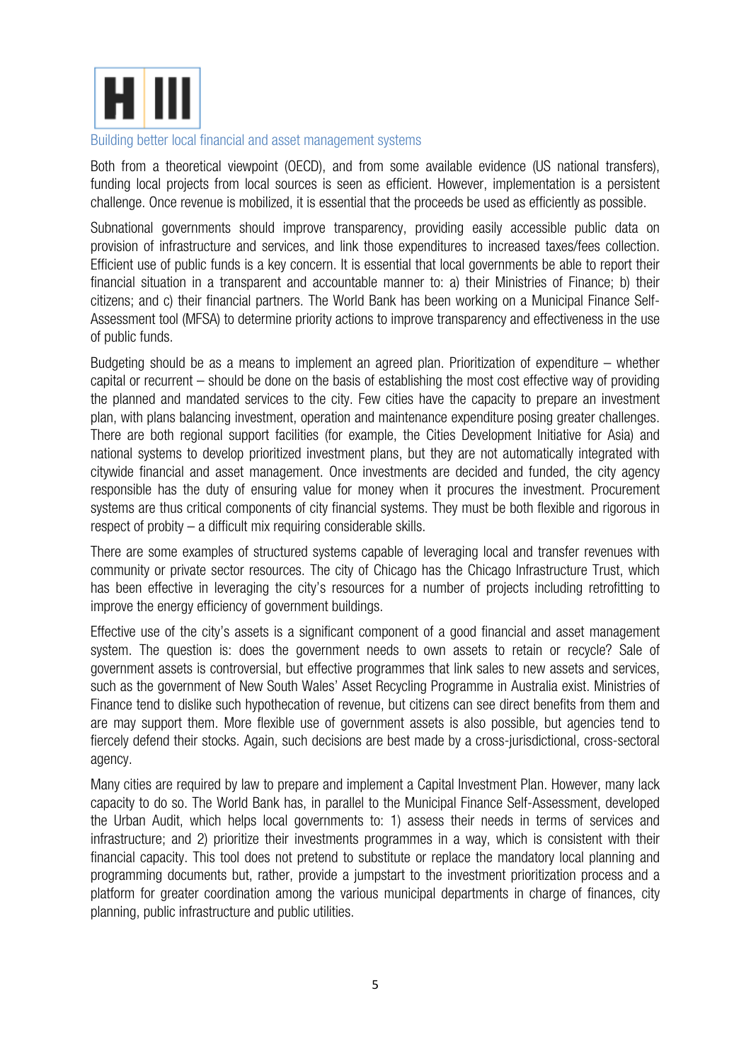# H III

## Building better local financial and asset management systems

Both from a theoretical viewpoint (OECD), and from some available evidence (US national transfers), funding local projects from local sources is seen as efficient. However, implementation is a persistent challenge. Once revenue is mobilized, it is essential that the proceeds be used as efficiently as possible.

Subnational governments should improve transparency, providing easily accessible public data on provision of infrastructure and services, and link those expenditures to increased taxes/fees collection. Efficient use of public funds is a key concern. It is essential that local governments be able to report their financial situation in a transparent and accountable manner to: a) their Ministries of Finance; b) their citizens; and c) their financial partners. The World Bank has been working on a Municipal Finance Self-Assessment tool (MFSA) to determine priority actions to improve transparency and effectiveness in the use of public funds.

Budgeting should be as a means to implement an agreed plan. Prioritization of expenditure – whether capital or recurrent – should be done on the basis of establishing the most cost effective way of providing the planned and mandated services to the city. Few cities have the capacity to prepare an investment plan, with plans balancing investment, operation and maintenance expenditure posing greater challenges. There are both regional support facilities (for example, the Cities Development Initiative for Asia) and national systems to develop prioritized investment plans, but they are not automatically integrated with citywide financial and asset management. Once investments are decided and funded, the city agency responsible has the duty of ensuring value for money when it procures the investment. Procurement systems are thus critical components of city financial systems. They must be both flexible and rigorous in respect of probity – a difficult mix requiring considerable skills.

There are some examples of structured systems capable of leveraging local and transfer revenues with community or private sector resources. The city of Chicago has the Chicago Infrastructure Trust, which has been effective in leveraging the city's resources for a number of projects including retrofitting to improve the energy efficiency of government buildings.

Effective use of the city's assets is a significant component of a good financial and asset management system. The question is: does the government needs to own assets to retain or recycle? Sale of government assets is controversial, but effective programmes that link sales to new assets and services, such as the government of New South Wales' Asset Recycling Programme in Australia exist. Ministries of Finance tend to dislike such hypothecation of revenue, but citizens can see direct benefits from them and are may support them. More flexible use of government assets is also possible, but agencies tend to fiercely defend their stocks. Again, such decisions are best made by a cross-jurisdictional, cross-sectoral agency.

Many cities are required by law to prepare and implement a Capital Investment Plan. However, many lack capacity to do so. The World Bank has, in parallel to the Municipal Finance Self-Assessment, developed the Urban Audit, which helps local governments to: 1) assess their needs in terms of services and infrastructure; and 2) prioritize their investments programmes in a way, which is consistent with their financial capacity. This tool does not pretend to substitute or replace the mandatory local planning and programming documents but, rather, provide a jumpstart to the investment prioritization process and a platform for greater coordination among the various municipal departments in charge of finances, city planning, public infrastructure and public utilities.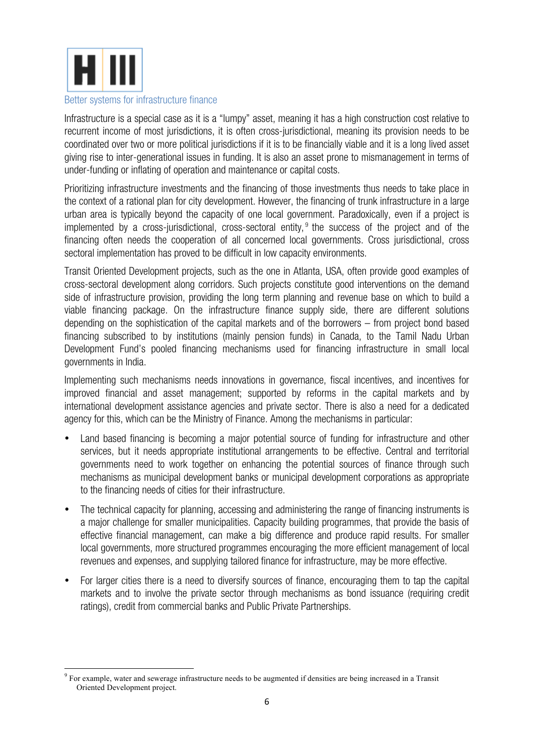# H III

## Better systems for infrastructure finance

Infrastructure is a special case as it is a "lumpy" asset, meaning it has a high construction cost relative to recurrent income of most jurisdictions, it is often cross-jurisdictional, meaning its provision needs to be coordinated over two or more political jurisdictions if it is to be financially viable and it is a long lived asset giving rise to inter-generational issues in funding. It is also an asset prone to mismanagement in terms of under-funding or inflating of operation and maintenance or capital costs.

Prioritizing infrastructure investments and the financing of those investments thus needs to take place in the context of a rational plan for city development. However, the financing of trunk infrastructure in a large urban area is typically beyond the capacity of one local government. Paradoxically, even if a project is implemented by a cross-jurisdictional, cross-sectoral entity,[9] the success of the project and of the financing often needs the cooperation of all concerned local governments. Cross jurisdictional, cross sectoral implementation has proved to be difficult in low capacity environments.

Transit Oriented Development projects, such as the one in Atlanta, USA, often provide good examples of cross-sectoral development along corridors. Such projects constitute good interventions on the demand side of infrastructure provision, providing the long term planning and revenue base on which to build a viable financing package. On the infrastructure finance supply side, there are different solutions depending on the sophistication of the capital markets and of the borrowers – from project bond based financing subscribed to by institutions (mainly pension funds) in Canada, to the Tamil Nadu Urban Development Fund's pooled financing mechanisms used for financing infrastructure in small local governments in India.

Implementing such mechanisms needs innovations in governance, fiscal incentives, and incentives for improved financial and asset management; supported by reforms in the capital markets and by international development assistance agencies and private sector. There is also a need for a dedicated agency for this, which can be the Ministry of Finance. Among the mechanisms in particular:

- Land based financing is becoming a major potential source of funding for infrastructure and other services, but it needs appropriate institutional arrangements to be effective. Central and territorial governments need to work together on enhancing the potential sources of finance through such mechanisms as municipal development banks or municipal development corporations as appropriate to the financing needs of cities for their infrastructure.
- The technical capacity for planning, accessing and administering the range of financing instruments is a major challenge for smaller municipalities. Capacity building programmes, that provide the basis of effective financial management, can make a big difference and produce rapid results. For smaller local governments, more structured programmes encouraging the more efficient management of local revenues and expenses, and supplying tailored finance for infrastructure, may be more effective.
- For larger cities there is a need to diversify sources of finance, encouraging them to tap the capital markets and to involve the private sector through mechanisms as bond issuance (requiring credit ratings), credit from commercial banks and Public Private Partnerships.

---

[9] For example, water and sewerage infrastructure needs to be augmented if densities are being increased in a Transit Oriented Development project.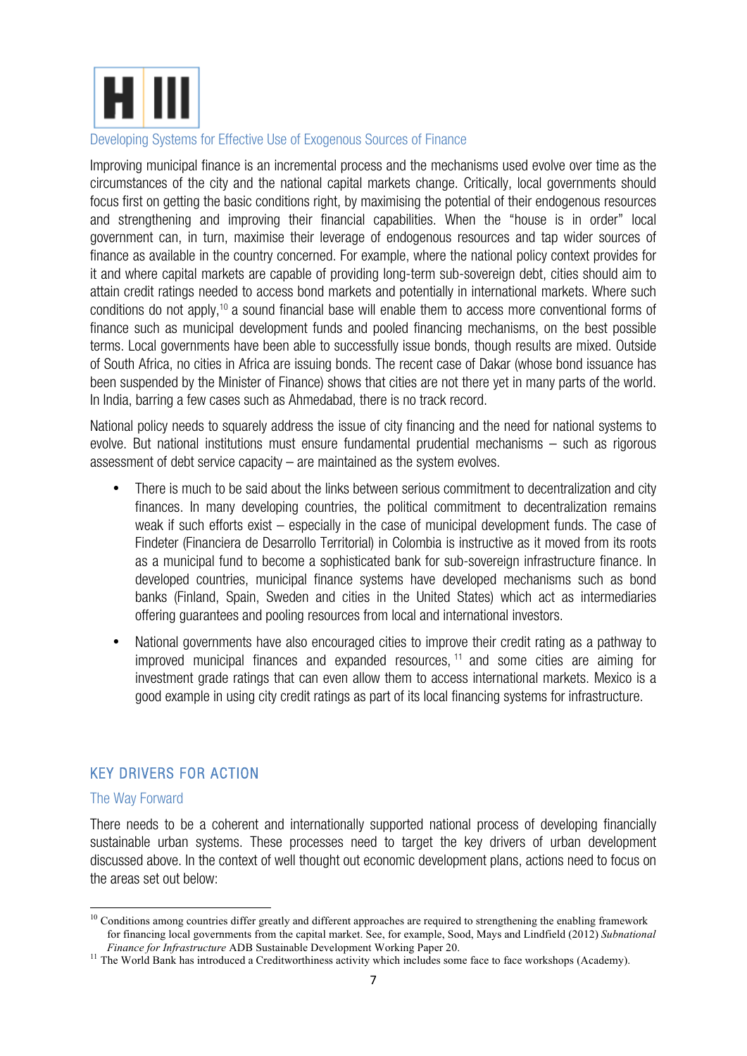# H III

### Developing Systems for Effective Use of Exogenous Sources of Finance

Improving municipal finance is an incremental process and the mechanisms used evolve over time as the circumstances of the city and the national capital markets change. Critically, local governments should focus first on getting the basic conditions right, by maximising the potential of their endogenous resources and strengthening and improving their financial capabilities. When the "house is in order" local government can, in turn, maximise their leverage of endogenous resources and tap wider sources of finance as available in the country concerned. For example, where the national policy context provides for it and where capital markets are capable of providing long-term sub-sovereign debt, cities should aim to attain credit ratings needed to access bond markets and potentially in international markets. Where such conditions do not apply,[10] a sound financial base will enable them to access more conventional forms of finance such as municipal development funds and pooled financing mechanisms, on the best possible terms. Local governments have been able to successfully issue bonds, though results are mixed. Outside of South Africa, no cities in Africa are issuing bonds. The recent case of Dakar (whose bond issuance has been suspended by the Minister of Finance) shows that cities are not there yet in many parts of the world. In India, barring a few cases such as Ahmedabad, there is no track record.

National policy needs to squarely address the issue of city financing and the need for national systems to evolve. But national institutions must ensure fundamental prudential mechanisms – such as rigorous assessment of debt service capacity – are maintained as the system evolves.

- There is much to be said about the links between serious commitment to decentralization and city finances. In many developing countries, the political commitment to decentralization remains weak if such efforts exist – especially in the case of municipal development funds. The case of Findeter (Financiera de Desarrollo Territorial) in Colombia is instructive as it moved from its roots as a municipal fund to become a sophisticated bank for sub-sovereign infrastructure finance. In developed countries, municipal finance systems have developed mechanisms such as bond banks (Finland, Spain, Sweden and cities in the United States) which act as intermediaries offering guarantees and pooling resources from local and international investors.
- National governments have also encouraged cities to improve their credit rating as a pathway to improved municipal finances and expanded resources,[11] and some cities are aiming for investment grade ratings that can even allow them to access international markets. Mexico is a good example in using city credit ratings as part of its local financing systems for infrastructure.

## KEY DRIVERS FOR ACTION

### The Way Forward

There needs to be a coherent and internationally supported national process of developing financially sustainable urban systems. These processes need to target the key drivers of urban development discussed above. In the context of well thought out economic development plans, actions need to focus on the areas set out below:

---

[10] Conditions among countries differ greatly and different approaches are required to strengthening the enabling framework for financing local governments from the capital market. See, for example, Sood, Mays and Lindfield (2012) *Subnational Finance for Infrastructure* ADB Sustainable Development Working Paper 20.

[11] The World Bank has introduced a Creditworthiness activity which includes some face to face workshops (Academy).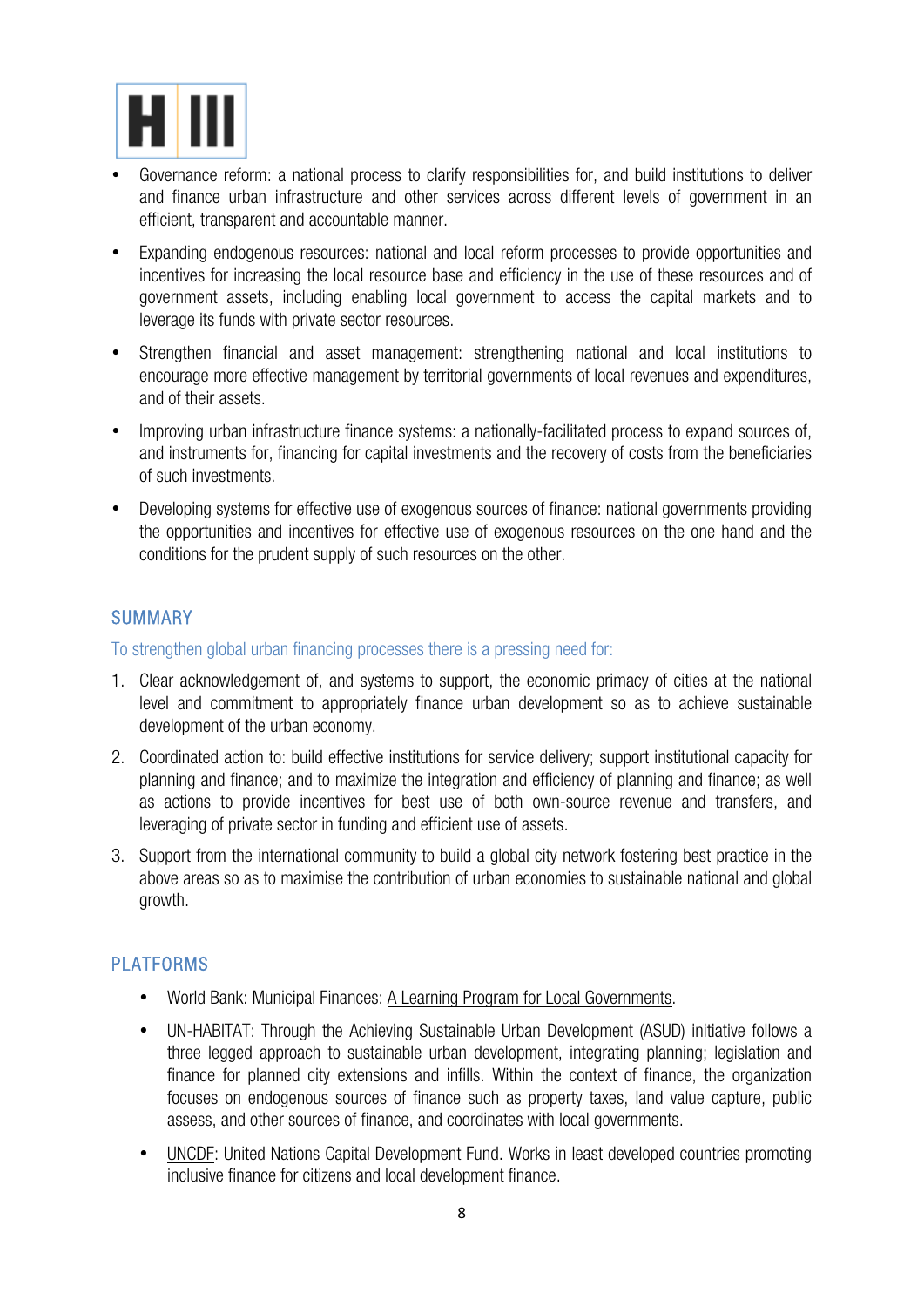- Governance reform: a national process to clarify responsibilities for, and build institutions to deliver and finance urban infrastructure and other services across different levels of government in an efficient, transparent and accountable manner.
- Expanding endogenous resources: national and local reform processes to provide opportunities and incentives for increasing the local resource base and efficiency in the use of these resources and of government assets, including enabling local government to access the capital markets and to leverage its funds with private sector resources.
- Strengthen financial and asset management: strengthening national and local institutions to encourage more effective management by territorial governments of local revenues and expenditures, and of their assets.
- Improving urban infrastructure finance systems: a nationally-facilitated process to expand sources of, and instruments for, financing for capital investments and the recovery of costs from the beneficiaries of such investments.
- Developing systems for effective use of exogenous sources of finance: national governments providing the opportunities and incentives for effective use of exogenous resources on the one hand and the conditions for the prudent supply of such resources on the other.

## SUMMARY

To strengthen global urban financing processes there is a pressing need for:

1. Clear acknowledgement of, and systems to support, the economic primacy of cities at the national level and commitment to appropriately finance urban development so as to achieve sustainable development of the urban economy.
2. Coordinated action to: build effective institutions for service delivery; support institutional capacity for planning and finance; and to maximize the integration and efficiency of planning and finance; as well as actions to provide incentives for best use of both own-source revenue and transfers, and leveraging of private sector in funding and efficient use of assets.
3. Support from the international community to build a global city network fostering best practice in the above areas so as to maximise the contribution of urban economies to sustainable national and global growth.

## PLATFORMS

- World Bank: Municipal Finances: A Learning Program for Local Governments.
- UN-HABITAT: Through the Achieving Sustainable Urban Development (ASUD) initiative follows a three legged approach to sustainable urban development, integrating planning; legislation and finance for planned city extensions and infills. Within the context of finance, the organization focuses on endogenous sources of finance such as property taxes, land value capture, public assess, and other sources of finance, and coordinates with local governments.
- UNCDF: United Nations Capital Development Fund. Works in least developed countries promoting inclusive finance for citizens and local development finance.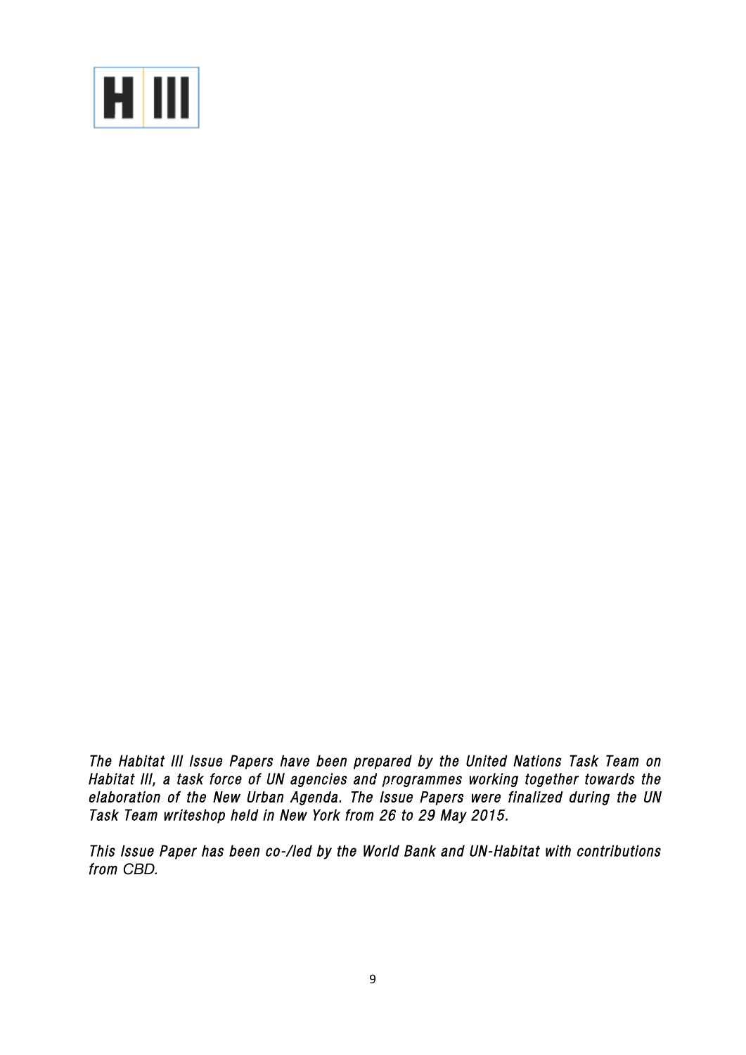*The Habitat III Issue Papers have been prepared by the United Nations Task Team on Habitat III, a task force of UN agencies and programmes working together towards the elaboration of the New Urban Agenda. The Issue Papers were finalized during the UN Task Team writeshop held in New York from 26 to 29 May 2015.*

*This Issue Paper has been co-/led by the World Bank and UN-Habitat with contributions from CBD.*